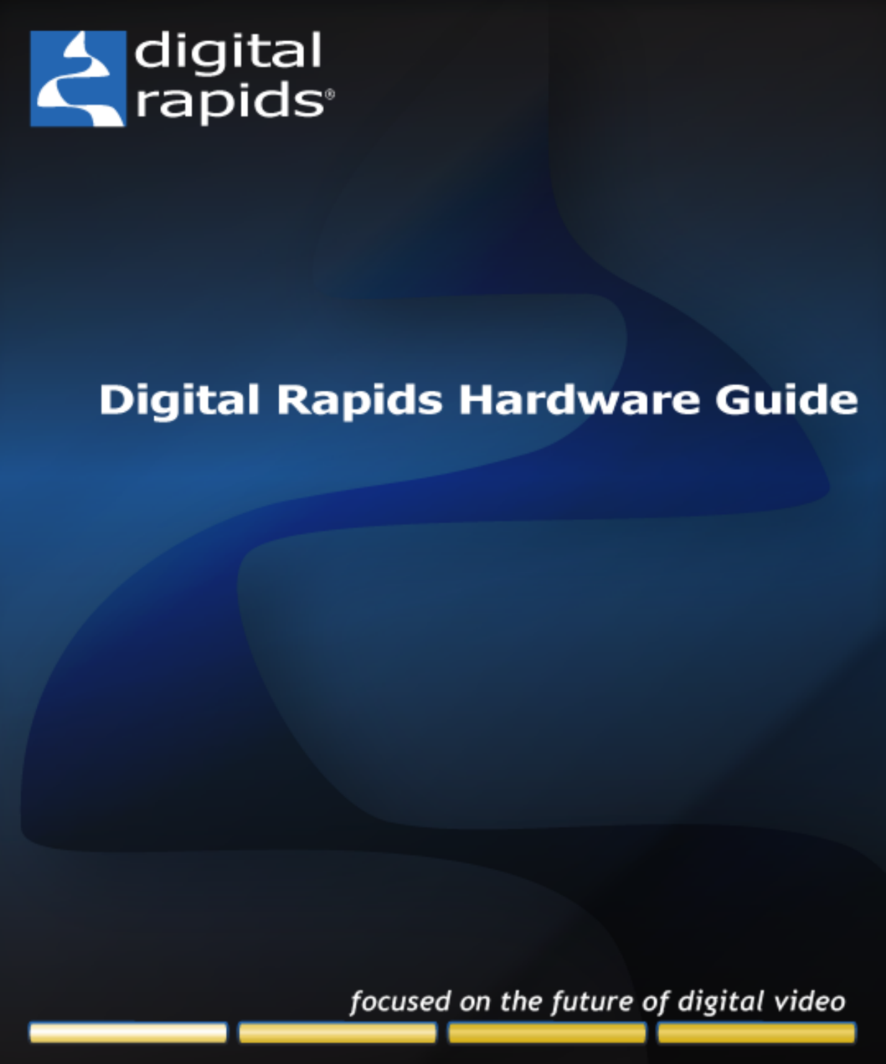digital rapids®

# Digital Rapids Hardware Guide

*focused on the future of digital video*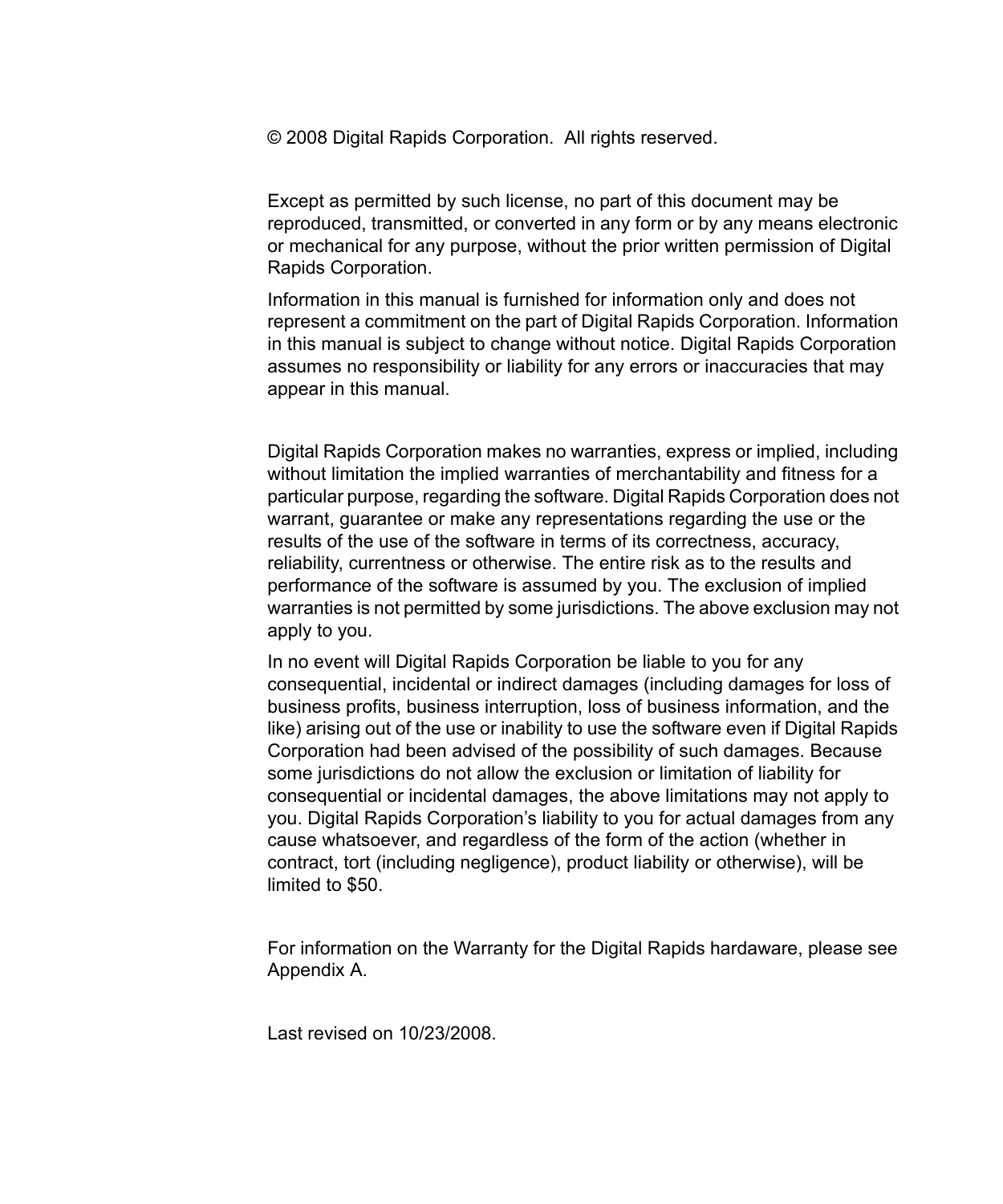© 2008 Digital Rapids Corporation. All rights reserved.

Except as permitted by such license, no part of this document may be reproduced, transmitted, or converted in any form or by any means electronic or mechanical for any purpose, without the prior written permission of Digital Rapids Corporation.

Information in this manual is furnished for information only and does not represent a commitment on the part of Digital Rapids Corporation. Information in this manual is subject to change without notice. Digital Rapids Corporation assumes no responsibility or liability for any errors or inaccuracies that may appear in this manual.

Digital Rapids Corporation makes no warranties, express or implied, including without limitation the implied warranties of merchantability and fitness for a particular purpose, regarding the software. Digital Rapids Corporation does not warrant, guarantee or make any representations regarding the use or the results of the use of the software in terms of its correctness, accuracy, reliability, currentness or otherwise. The entire risk as to the results and performance of the software is assumed by you. The exclusion of implied warranties is not permitted by some jurisdictions. The above exclusion may not apply to you.

In no event will Digital Rapids Corporation be liable to you for any consequential, incidental or indirect damages (including damages for loss of business profits, business interruption, loss of business information, and the like) arising out of the use or inability to use the software even if Digital Rapids Corporation had been advised of the possibility of such damages. Because some jurisdictions do not allow the exclusion or limitation of liability for consequential or incidental damages, the above limitations may not apply to you. Digital Rapids Corporation's liability to you for actual damages from any cause whatsoever, and regardless of the form of the action (whether in contract, tort (including negligence), product liability or otherwise), will be limited to $50.

For information on the Warranty for the Digital Rapids hardaware, please see Appendix A.

Last revised on 10/23/2008.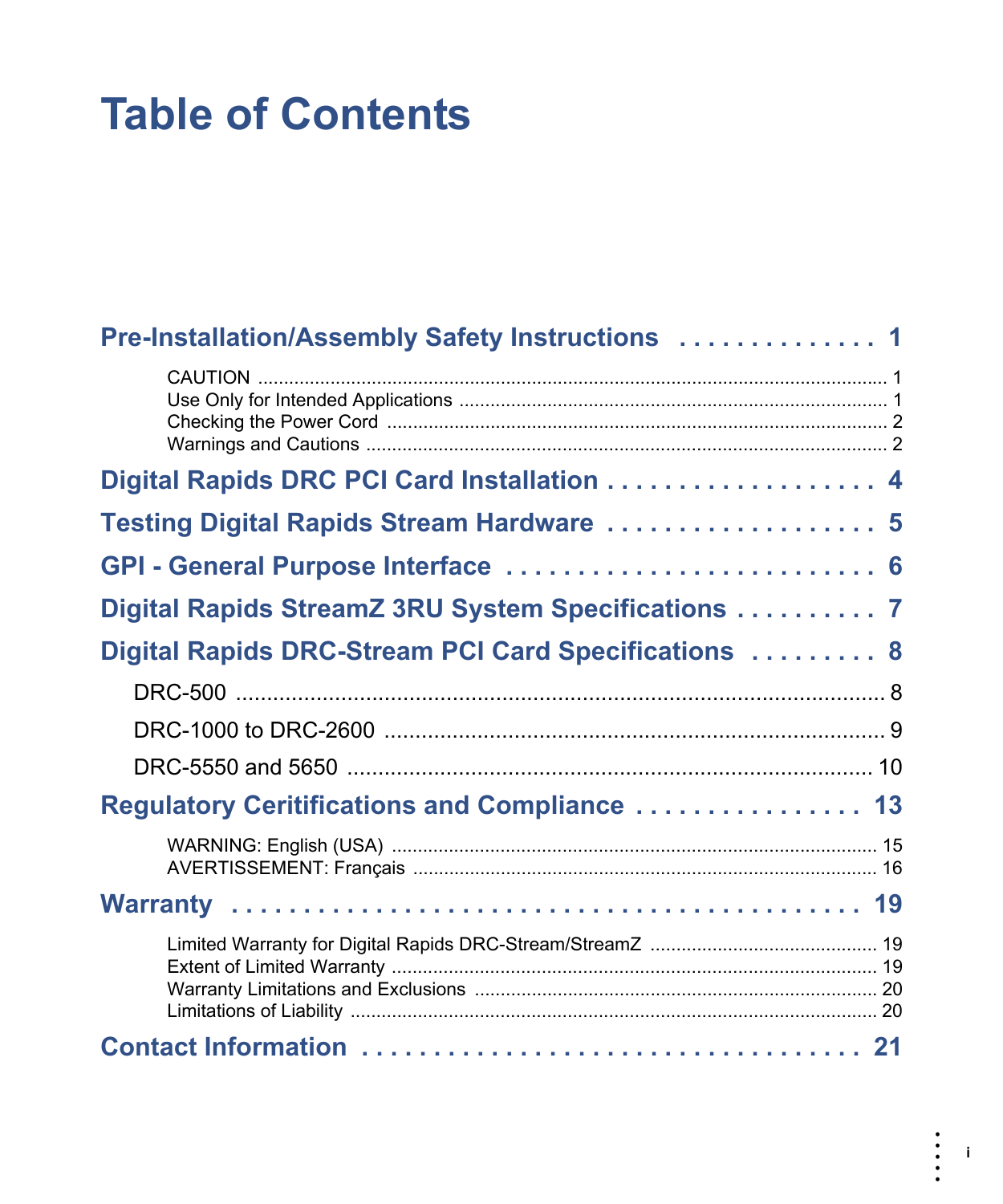# Table of Contents

**Pre-Installation/Assembly Safety Instructions . . . . . . . . . . . . . . 1**

- CAUTION ........ 1
- Use Only for Intended Applications ........ 1
- Checking the Power Cord ........ 2
- Warnings and Cautions ........ 2

**Digital Rapids DRC PCI Card Installation . . . . . . . . . . . . . . . . . . . 4**

**Testing Digital Rapids Stream Hardware . . . . . . . . . . . . . . . . . . . 5**

**GPI - General Purpose Interface . . . . . . . . . . . . . . . . . . . . . . . . . . 6**

**Digital Rapids StreamZ 3RU System Specifications . . . . . . . . . . . 7**

**Digital Rapids DRC-Stream PCI Card Specifications . . . . . . . . . . 8**

- DRC-500 ........ 8
- DRC-1000 to DRC-2600 ........ 9
- DRC-5550 and 5650 ........ 10

**Regulatory Ceritifications and Compliance . . . . . . . . . . . . . . . . 13**

- WARNING: English (USA) ........ 15
- AVERTISSEMENT: Français ........ 16

**Warranty . . . . . . . . . . . . . . . . . . . . . . . . . . . . . . . . . . . . . . . . . . . 19**

- Limited Warranty for Digital Rapids DRC-Stream/StreamZ ........ 19
- Extent of Limited Warranty ........ 19
- Warranty Limitations and Exclusions ........ 20
- Limitations of Liability ........ 20

**Contact Information . . . . . . . . . . . . . . . . . . . . . . . . . . . . . . . . . . 21**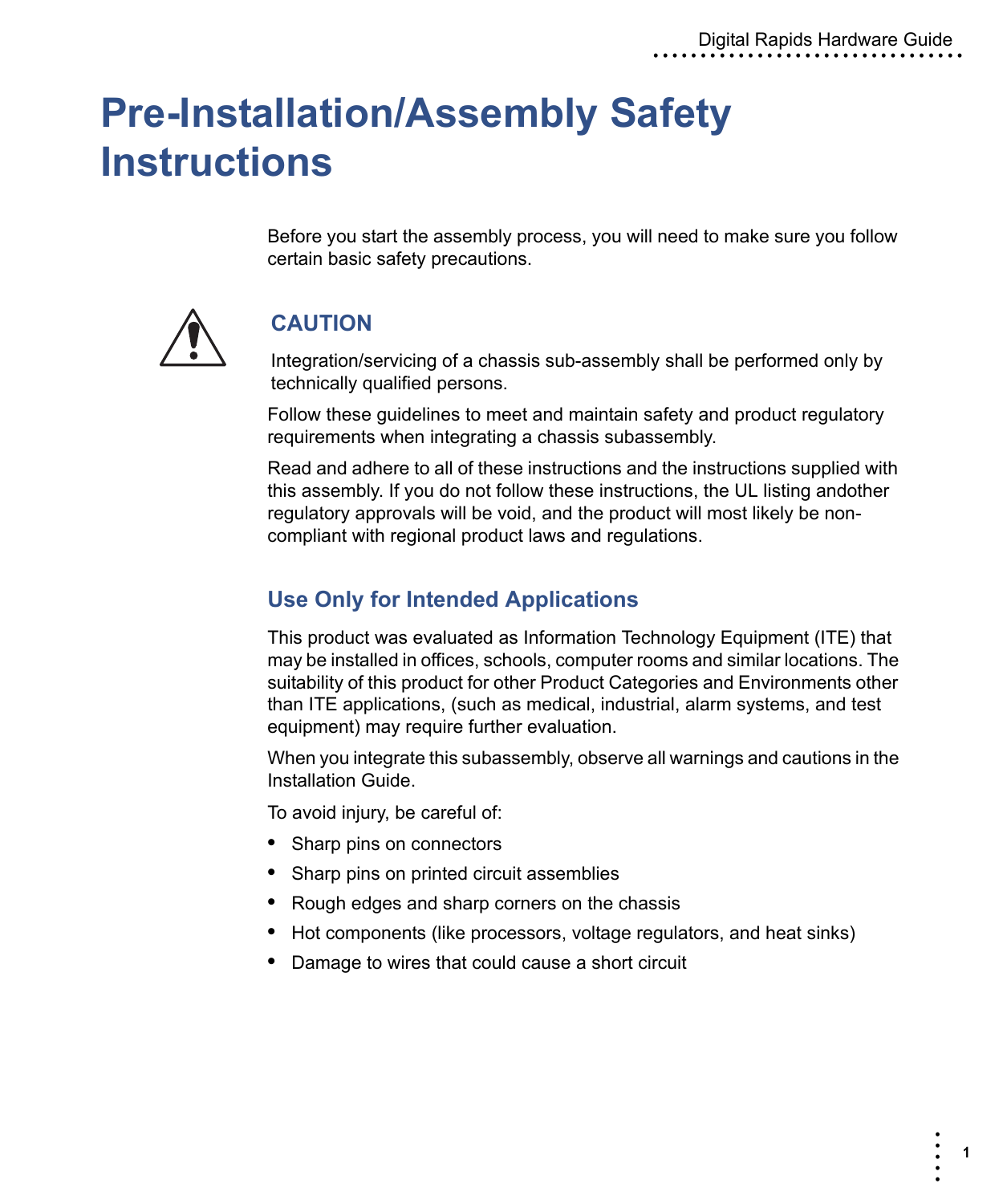# Pre-Installation/Assembly Safety Instructions

Before you start the assembly process, you will need to make sure you follow certain basic safety precautions.

### CAUTION

Integration/servicing of a chassis sub-assembly shall be performed only by technically qualified persons.

Follow these guidelines to meet and maintain safety and product regulatory requirements when integrating a chassis subassembly.

Read and adhere to all of these instructions and the instructions supplied with this assembly. If you do not follow these instructions, the UL listing andother regulatory approvals will be void, and the product will most likely be non-compliant with regional product laws and regulations.

## Use Only for Intended Applications

This product was evaluated as Information Technology Equipment (ITE) that may be installed in offices, schools, computer rooms and similar locations. The suitability of this product for other Product Categories and Environments other than ITE applications, (such as medical, industrial, alarm systems, and test equipment) may require further evaluation.

When you integrate this subassembly, observe all warnings and cautions in the Installation Guide.

To avoid injury, be careful of:

- Sharp pins on connectors
- Sharp pins on printed circuit assemblies
- Rough edges and sharp corners on the chassis
- Hot components (like processors, voltage regulators, and heat sinks)
- Damage to wires that could cause a short circuit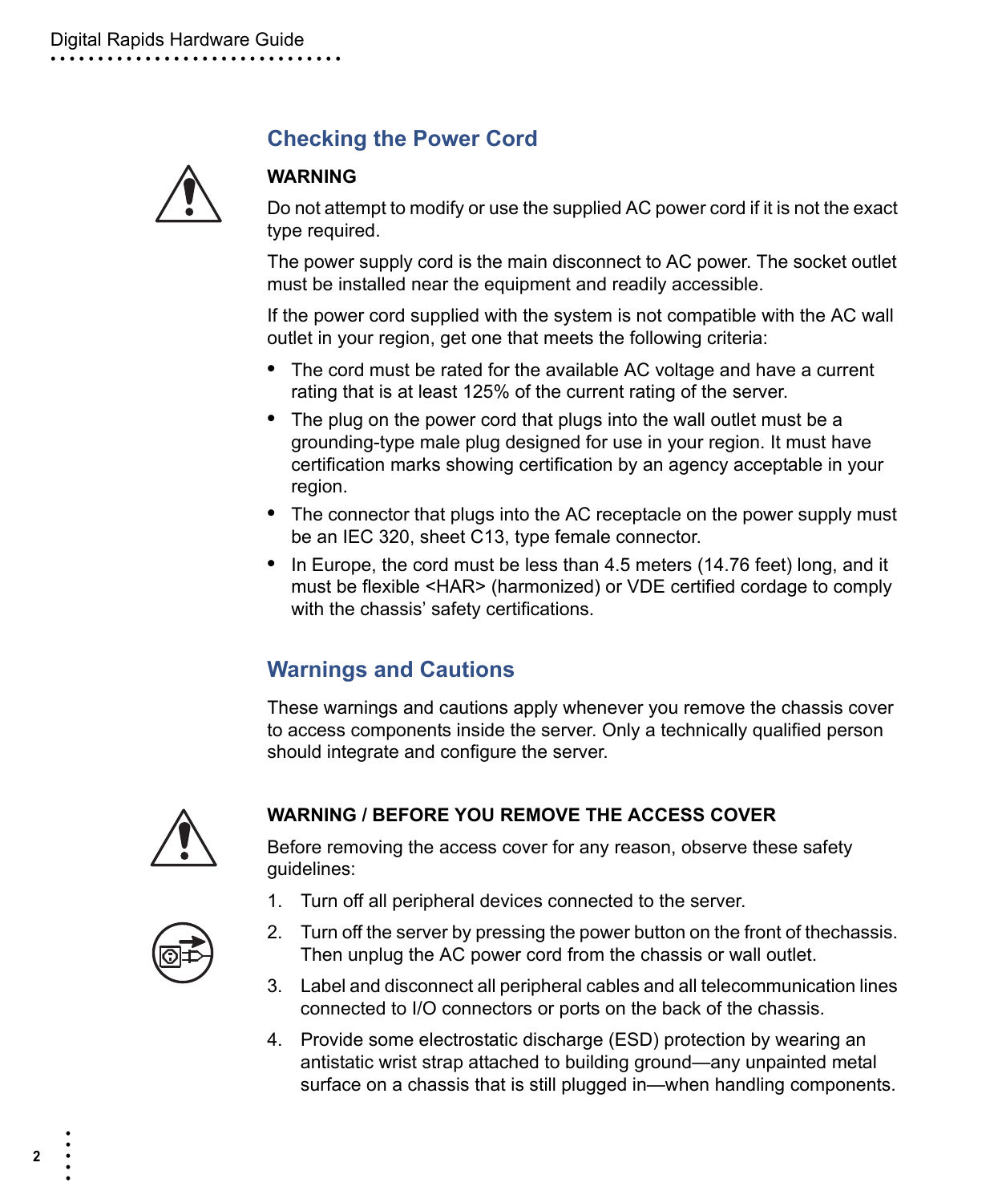## Checking the Power Cord

**WARNING**

Do not attempt to modify or use the supplied AC power cord if it is not the exact type required.

The power supply cord is the main disconnect to AC power. The socket outlet must be installed near the equipment and readily accessible.

If the power cord supplied with the system is not compatible with the AC wall outlet in your region, get one that meets the following criteria:

- The cord must be rated for the available AC voltage and have a current rating that is at least 125% of the current rating of the server.
- The plug on the power cord that plugs into the wall outlet must be a grounding-type male plug designed for use in your region. It must have certification marks showing certification by an agency acceptable in your region.
- The connector that plugs into the AC receptacle on the power supply must be an IEC 320, sheet C13, type female connector.
- In Europe, the cord must be less than 4.5 meters (14.76 feet) long, and it must be flexible <HAR> (harmonized) or VDE certified cordage to comply with the chassis' safety certifications.

## Warnings and Cautions

These warnings and cautions apply whenever you remove the chassis cover to access components inside the server. Only a technically qualified person should integrate and configure the server.

**WARNING / BEFORE YOU REMOVE THE ACCESS COVER**

Before removing the access cover for any reason, observe these safety guidelines:

1. Turn off all peripheral devices connected to the server.
2. Turn off the server by pressing the power button on the front of thechassis. Then unplug the AC power cord from the chassis or wall outlet.
3. Label and disconnect all peripheral cables and all telecommunication lines connected to I/O connectors or ports on the back of the chassis.
4. Provide some electrostatic discharge (ESD) protection by wearing an antistatic wrist strap attached to building ground—any unpainted metal surface on a chassis that is still plugged in—when handling components.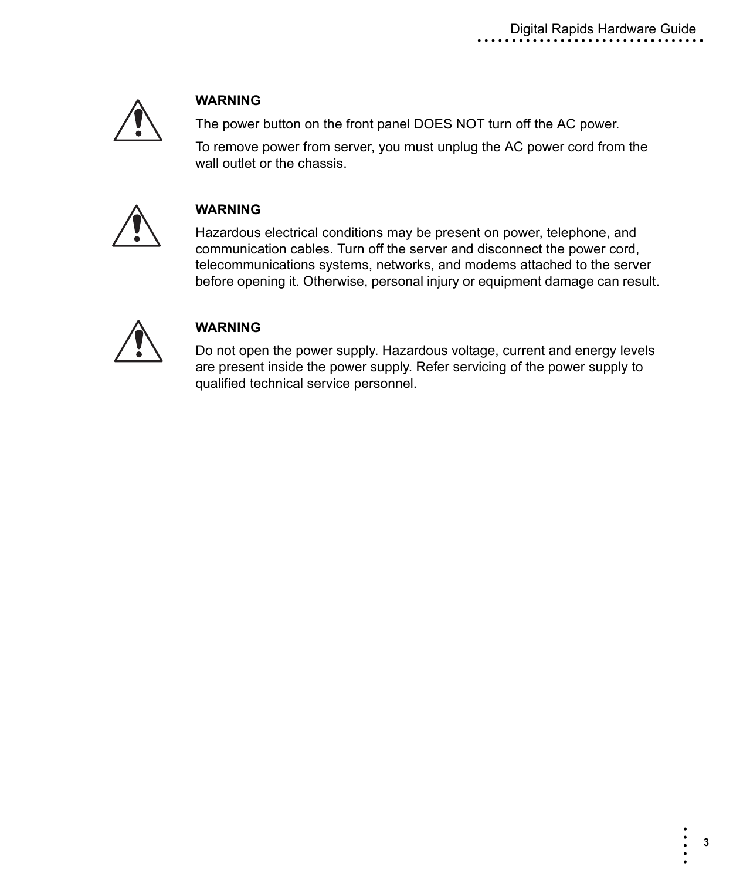**WARNING**

The power button on the front panel DOES NOT turn off the AC power.

To remove power from server, you must unplug the AC power cord from the wall outlet or the chassis.

**WARNING**

Hazardous electrical conditions may be present on power, telephone, and communication cables. Turn off the server and disconnect the power cord, telecommunications systems, networks, and modems attached to the server before opening it. Otherwise, personal injury or equipment damage can result.

**WARNING**

Do not open the power supply. Hazardous voltage, current and energy levels are present inside the power supply. Refer servicing of the power supply to qualified technical service personnel.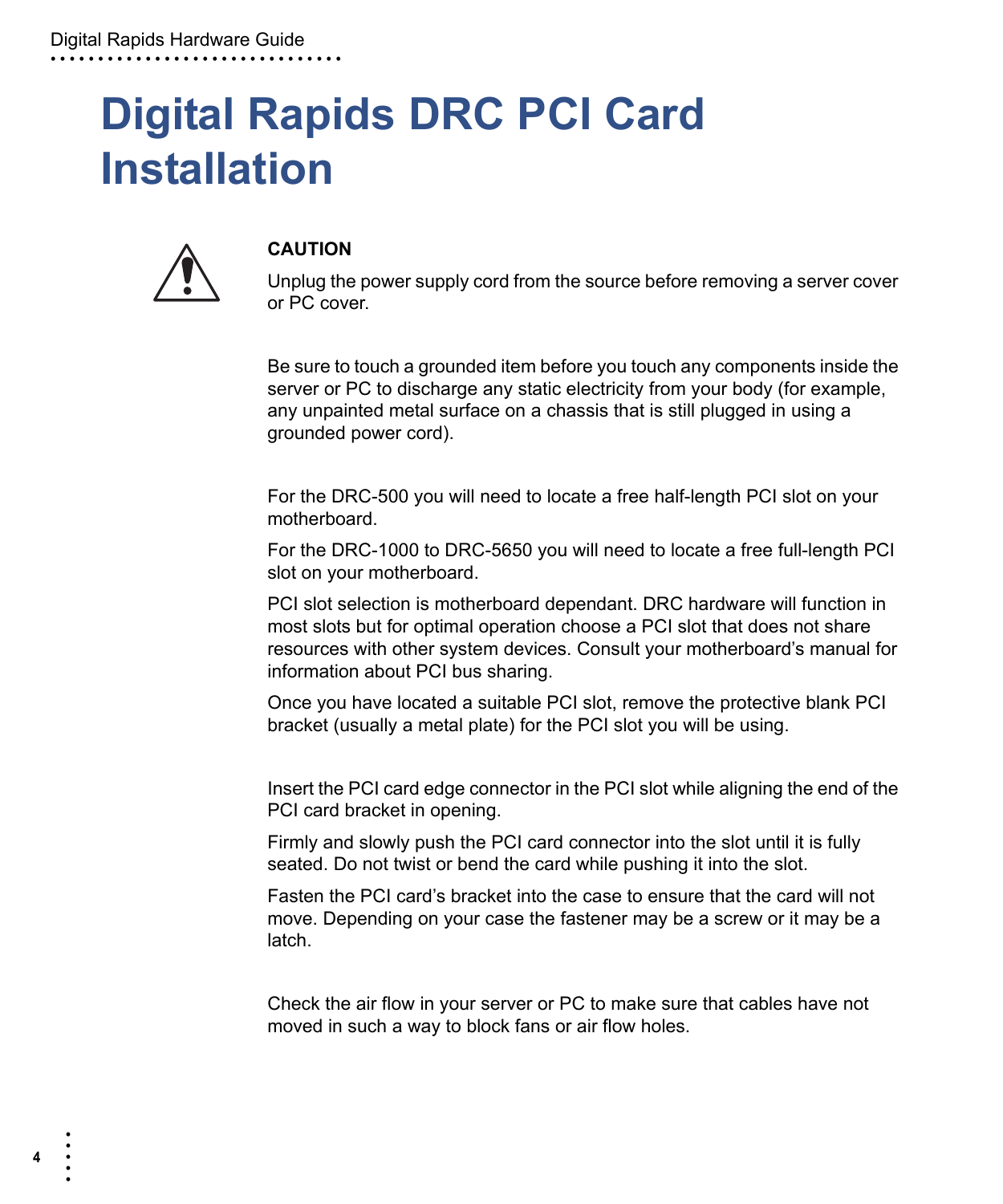# Digital Rapids DRC PCI Card Installation

**CAUTION**

Unplug the power supply cord from the source before removing a server cover or PC cover.

Be sure to touch a grounded item before you touch any components inside the server or PC to discharge any static electricity from your body (for example, any unpainted metal surface on a chassis that is still plugged in using a grounded power cord).

For the DRC-500 you will need to locate a free half-length PCI slot on your motherboard.

For the DRC-1000 to DRC-5650 you will need to locate a free full-length PCI slot on your motherboard.

PCI slot selection is motherboard dependant. DRC hardware will function in most slots but for optimal operation choose a PCI slot that does not share resources with other system devices. Consult your motherboard's manual for information about PCI bus sharing.

Once you have located a suitable PCI slot, remove the protective blank PCI bracket (usually a metal plate) for the PCI slot you will be using.

Insert the PCI card edge connector in the PCI slot while aligning the end of the PCI card bracket in opening.

Firmly and slowly push the PCI card connector into the slot until it is fully seated. Do not twist or bend the card while pushing it into the slot.

Fasten the PCI card's bracket into the case to ensure that the card will not move. Depending on your case the fastener may be a screw or it may be a latch.

Check the air flow in your server or PC to make sure that cables have not moved in such a way to block fans or air flow holes.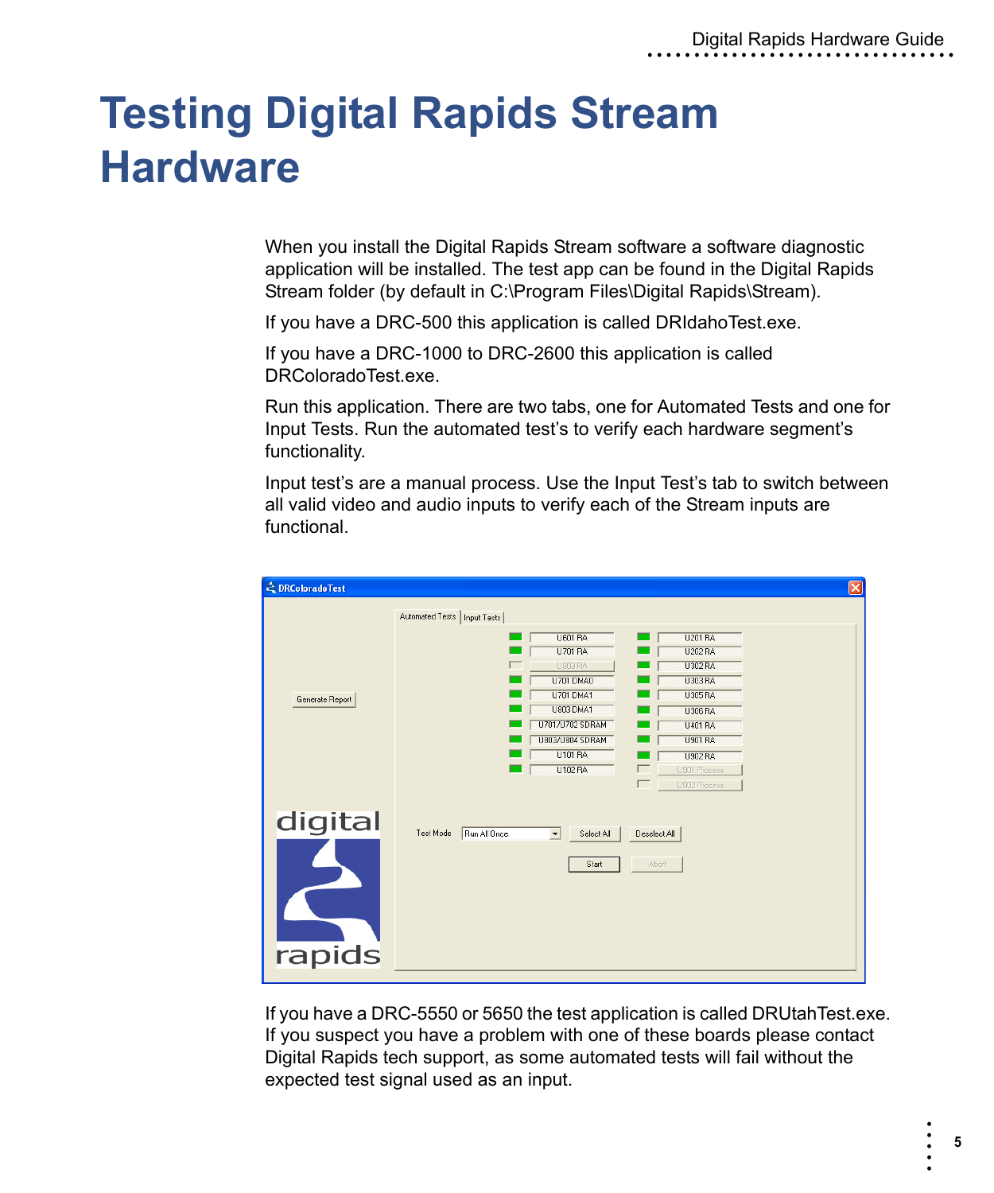# Testing Digital Rapids Stream Hardware

When you install the Digital Rapids Stream software a software diagnostic application will be installed. The test app can be found in the Digital Rapids Stream folder (by default in C:\Program Files\Digital Rapids\Stream).

If you have a DRC-500 this application is called DRIdahoTest.exe.

If you have a DRC-1000 to DRC-2600 this application is called DRColoradoTest.exe.

Run this application. There are two tabs, one for Automated Tests and one for Input Tests. Run the automated test's to verify each hardware segment's functionality.

Input test's are a manual process. Use the Input Test's tab to switch between all valid video and audio inputs to verify each of the Stream inputs are functional.

If you have a DRC-5550 or 5650 the test application is called DRUtahTest.exe. If you suspect you have a problem with one of these boards please contact Digital Rapids tech support, as some automated tests will fail without the expected test signal used as an input.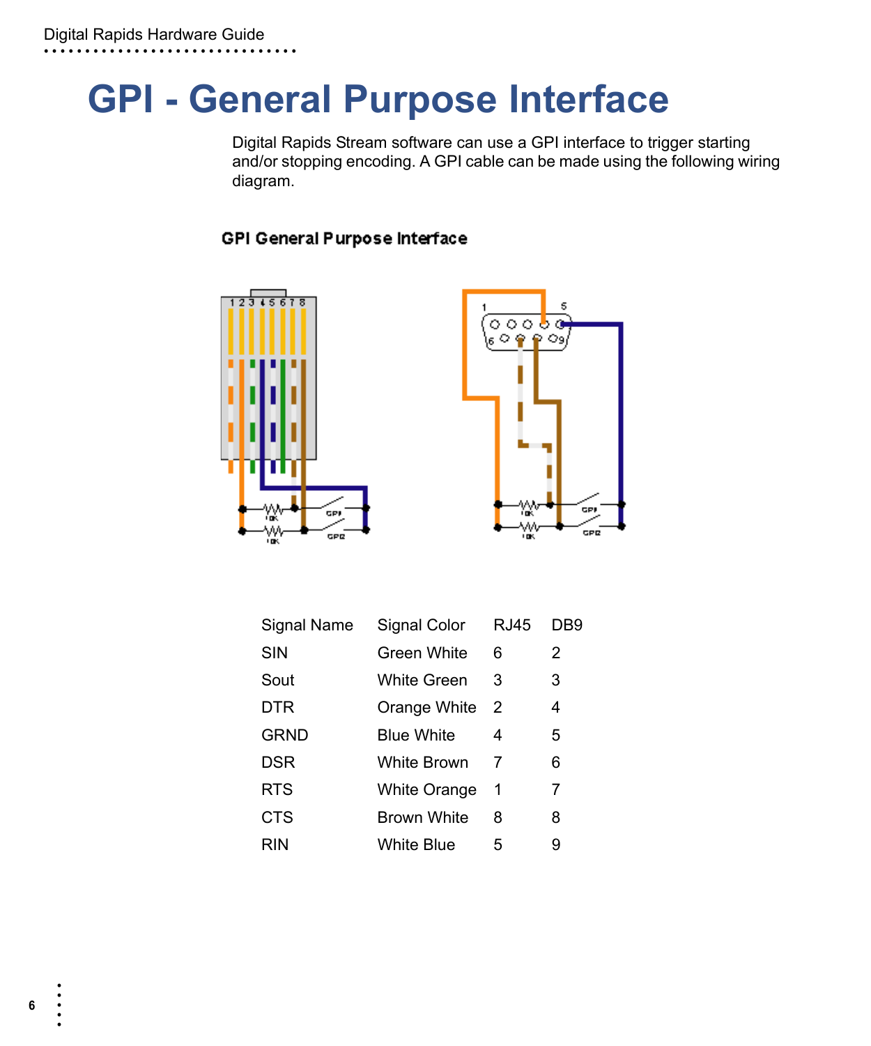# GPI - General Purpose Interface

Digital Rapids Stream software can use a GPI interface to trigger starting and/or stopping encoding. A GPI cable can be made using the following wiring diagram.

GPI General Purpose Interface

| Signal Name | Signal Color | RJ45 | DB9 |
|---|---|---|---|
| SIN | Green White | 6 | 2 |
| Sout | White Green | 3 | 3 |
| DTR | Orange White | 2 | 4 |
| GRND | Blue White | 4 | 5 |
| DSR | White Brown | 7 | 6 |
| RTS | White Orange | 1 | 7 |
| CTS | Brown White | 8 | 8 |
| RIN | White Blue | 5 | 9 |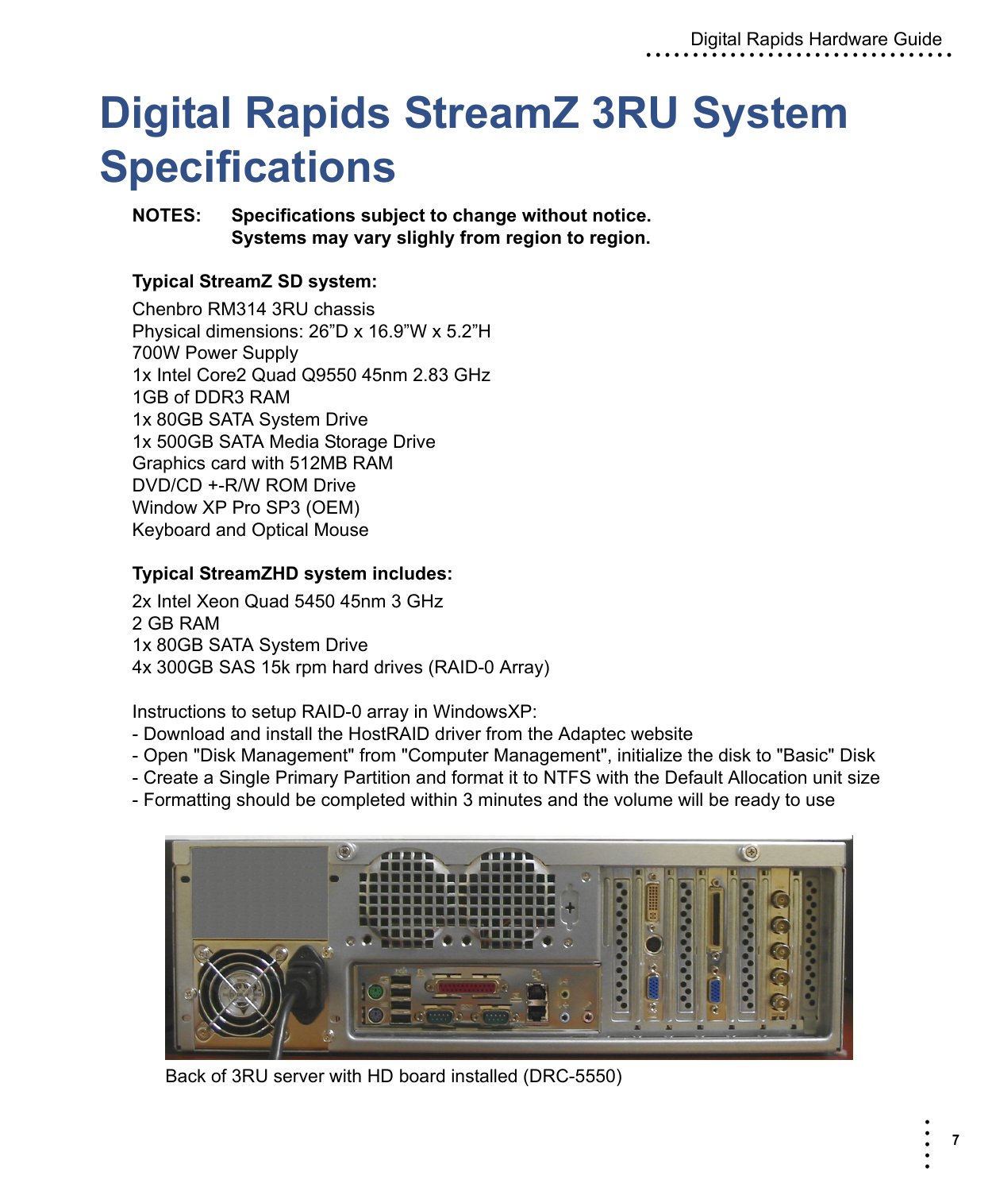# Digital Rapids StreamZ 3RU System Specifications

**NOTES: Specifications subject to change without notice.**
**Systems may vary slighly from region to region.**

**Typical StreamZ SD system:**

Chenbro RM314 3RU chassis
Physical dimensions: 26”D x 16.9”W x 5.2”H
700W Power Supply
1x Intel Core2 Quad Q9550 45nm 2.83 GHz
1GB of DDR3 RAM
1x 80GB SATA System Drive
1x 500GB SATA Media Storage Drive
Graphics card with 512MB RAM
DVD/CD +-R/W ROM Drive
Window XP Pro SP3 (OEM)
Keyboard and Optical Mouse

**Typical StreamZHD system includes:**

2x Intel Xeon Quad 5450 45nm 3 GHz
2 GB RAM
1x 80GB SATA System Drive
4x 300GB SAS 15k rpm hard drives (RAID-0 Array)

Instructions to setup RAID-0 array in WindowsXP:
- Download and install the HostRAID driver from the Adaptec website
- Open "Disk Management" from "Computer Management", initialize the disk to "Basic" Disk
- Create a Single Primary Partition and format it to NTFS with the Default Allocation unit size
- Formatting should be completed within 3 minutes and the volume will be ready to use

Back of 3RU server with HD board installed (DRC-5550)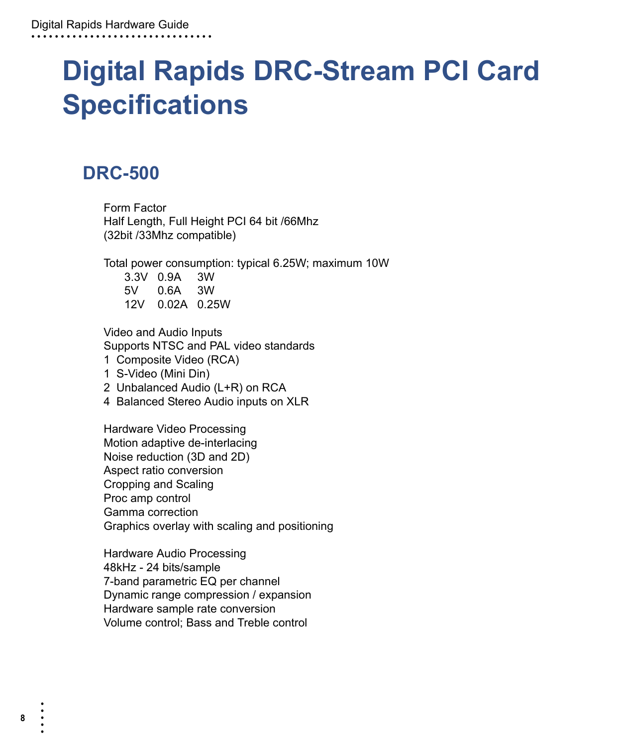# Digital Rapids DRC-Stream PCI Card Specifications

## DRC-500

Form Factor
Half Length, Full Height PCI 64 bit /66Mhz
(32bit /33Mhz compatible)

Total power consumption: typical 6.25W; maximum 10W

| | | |
|---|---|---|
| 3.3V | 0.9A | 3W |
| 5V | 0.6A | 3W |
| 12V | 0.02A | 0.25W |

Video and Audio Inputs
Supports NTSC and PAL video standards
1 Composite Video (RCA)
1 S-Video (Mini Din)
2 Unbalanced Audio (L+R) on RCA
4 Balanced Stereo Audio inputs on XLR

Hardware Video Processing
Motion adaptive de-interlacing
Noise reduction (3D and 2D)
Aspect ratio conversion
Cropping and Scaling
Proc amp control
Gamma correction
Graphics overlay with scaling and positioning

Hardware Audio Processing
48kHz - 24 bits/sample
7-band parametric EQ per channel
Dynamic range compression / expansion
Hardware sample rate conversion
Volume control; Bass and Treble control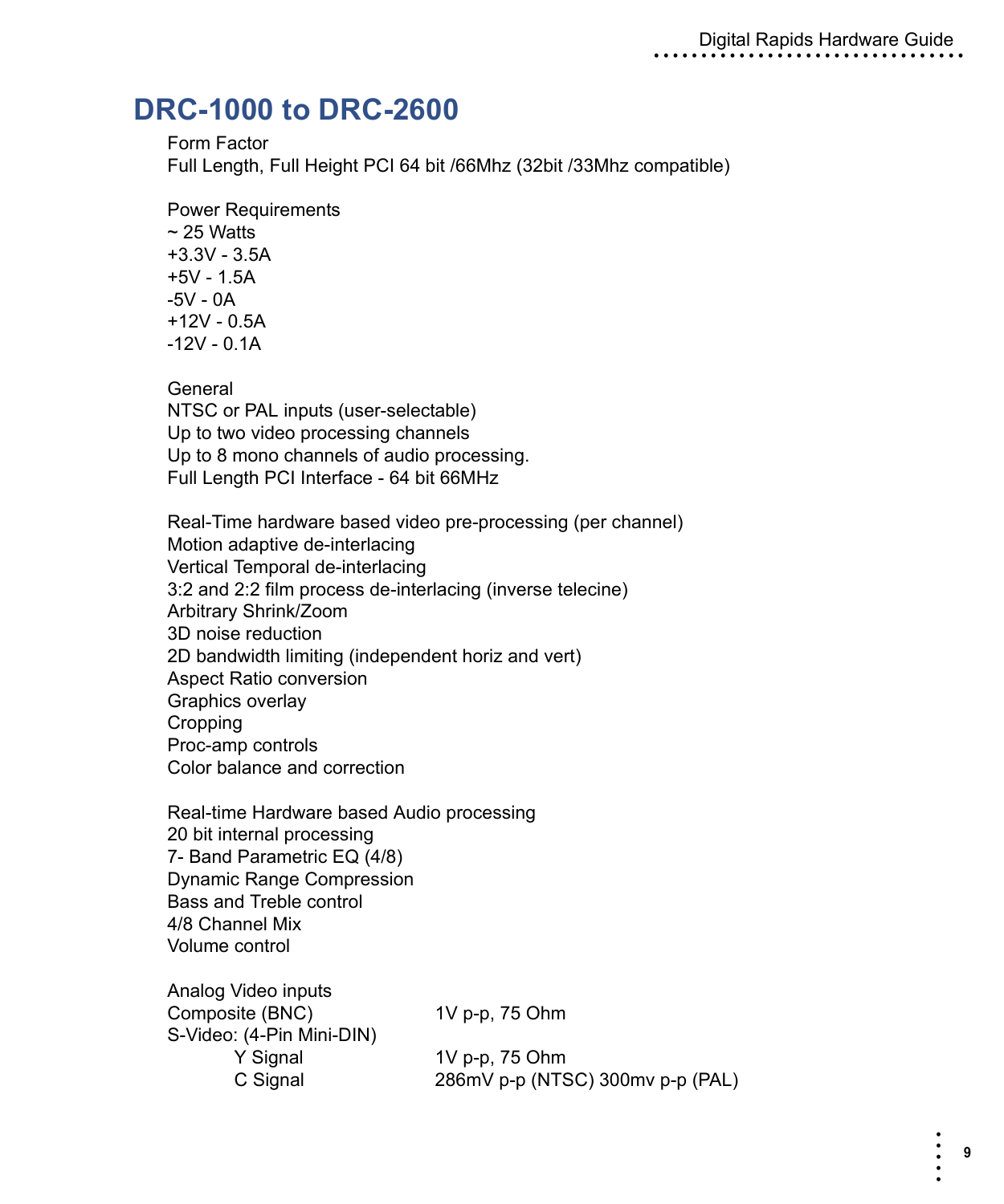# DRC-1000 to DRC-2600

Form Factor
Full Length, Full Height PCI 64 bit /66Mhz (32bit /33Mhz compatible)

Power Requirements
~ 25 Watts
+3.3V - 3.5A
+5V - 1.5A
-5V - 0A
+12V - 0.5A
-12V - 0.1A

General
NTSC or PAL inputs (user-selectable)
Up to two video processing channels
Up to 8 mono channels of audio processing.
Full Length PCI Interface - 64 bit 66MHz

Real-Time hardware based video pre-processing (per channel)
Motion adaptive de-interlacing
Vertical Temporal de-interlacing
3:2 and 2:2 film process de-interlacing (inverse telecine)
Arbitrary Shrink/Zoom
3D noise reduction
2D bandwidth limiting (independent horiz and vert)
Aspect Ratio conversion
Graphics overlay
Cropping
Proc-amp controls
Color balance and correction

Real-time Hardware based Audio processing
20 bit internal processing
7- Band Parametric EQ (4/8)
Dynamic Range Compression
Bass and Treble control
4/8 Channel Mix
Volume control

Analog Video inputs

| | |
|---|---|
| Composite (BNC) | 1V p-p, 75 Ohm |
| S-Video: (4-Pin Mini-DIN) | |
| Y Signal | 1V p-p, 75 Ohm |
| C Signal | 286mV p-p (NTSC) 300mv p-p (PAL) |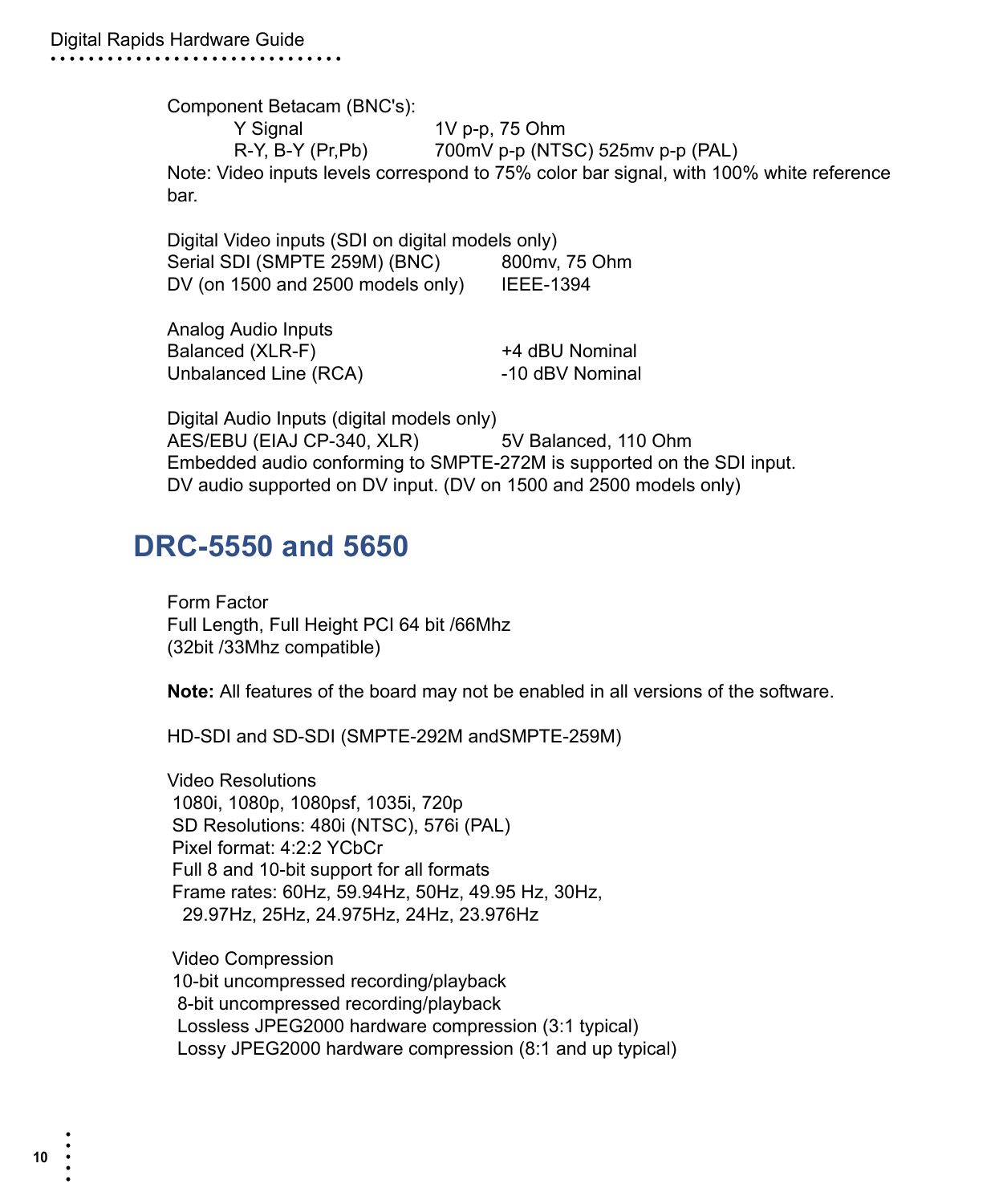Component Betacam (BNC's):

| | |
|---|---|
| Y Signal | 1V p-p, 75 Ohm |
| R-Y, B-Y (Pr,Pb) | 700mV p-p (NTSC) 525mv p-p (PAL) |

Note: Video inputs levels correspond to 75% color bar signal, with 100% white reference bar.

Digital Video inputs (SDI on digital models only)

| | |
|---|---|
| Serial SDI (SMPTE 259M) (BNC) | 800mv, 75 Ohm |
| DV (on 1500 and 2500 models only) | IEEE-1394 |

Analog Audio Inputs

| | |
|---|---|
| Balanced (XLR-F) | +4 dBU Nominal |
| Unbalanced Line (RCA) | -10 dBV Nominal |

Digital Audio Inputs (digital models only)

| | |
|---|---|
| AES/EBU (EIAJ CP-340, XLR) | 5V Balanced, 110 Ohm |

Embedded audio conforming to SMPTE-272M is supported on the SDI input.
DV audio supported on DV input. (DV on 1500 and 2500 models only)

## DRC-5550 and 5650

Form Factor
Full Length, Full Height PCI 64 bit /66Mhz
(32bit /33Mhz compatible)

**Note:** All features of the board may not be enabled in all versions of the software.

HD-SDI and SD-SDI (SMPTE-292M andSMPTE-259M)

Video Resolutions
1080i, 1080p, 1080psf, 1035i, 720p
SD Resolutions: 480i (NTSC), 576i (PAL)
Pixel format: 4:2:2 YCbCr
Full 8 and 10-bit support for all formats
Frame rates: 60Hz, 59.94Hz, 50Hz, 49.95 Hz, 30Hz, 29.97Hz, 25Hz, 24.975Hz, 24Hz, 23.976Hz

Video Compression
10-bit uncompressed recording/playback
8-bit uncompressed recording/playback
Lossless JPEG2000 hardware compression (3:1 typical)
Lossy JPEG2000 hardware compression (8:1 and up typical)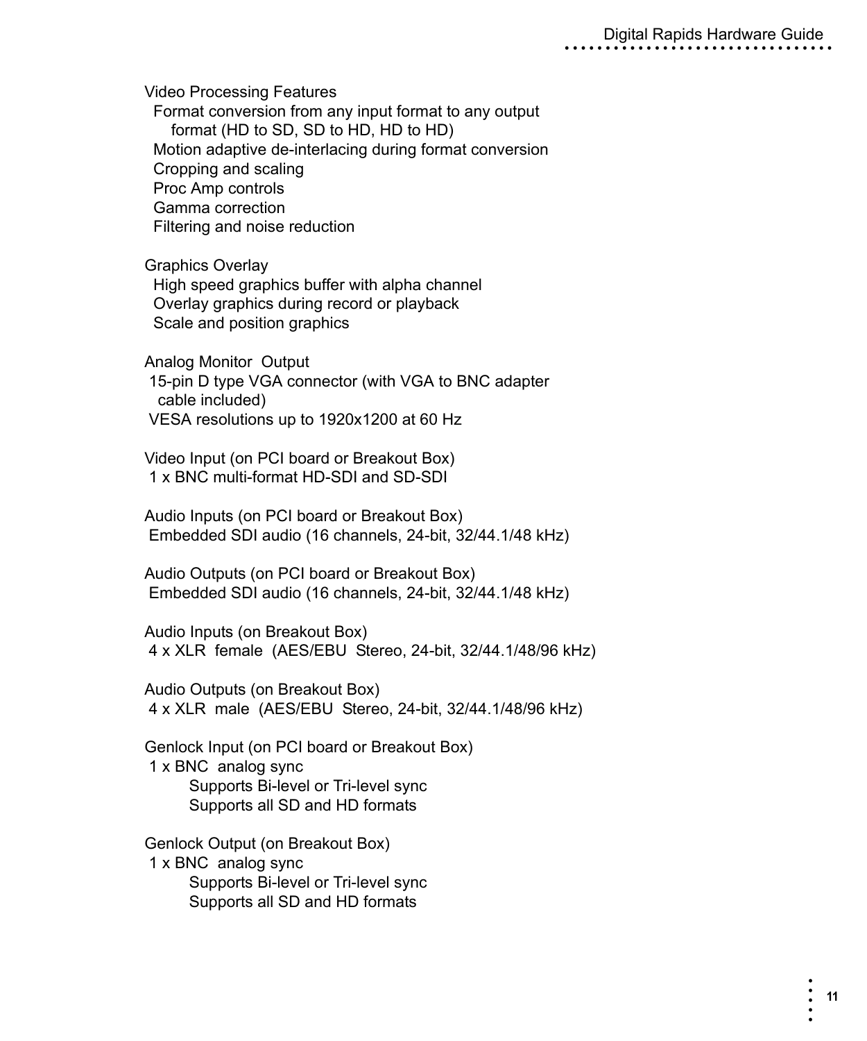Video Processing Features

- Format conversion from any input format to any output format (HD to SD, SD to HD, HD to HD)
- Motion adaptive de-interlacing during format conversion
- Cropping and scaling
- Proc Amp controls
- Gamma correction
- Filtering and noise reduction

Graphics Overlay

- High speed graphics buffer with alpha channel
- Overlay graphics during record or playback
- Scale and position graphics

Analog Monitor Output

- 15-pin D type VGA connector (with VGA to BNC adapter cable included)
- VESA resolutions up to 1920x1200 at 60 Hz

Video Input (on PCI board or Breakout Box)

- 1 x BNC multi-format HD-SDI and SD-SDI

Audio Inputs (on PCI board or Breakout Box)

- Embedded SDI audio (16 channels, 24-bit, 32/44.1/48 kHz)

Audio Outputs (on PCI board or Breakout Box)

- Embedded SDI audio (16 channels, 24-bit, 32/44.1/48 kHz)

Audio Inputs (on Breakout Box)

- 4 x XLR female (AES/EBU Stereo, 24-bit, 32/44.1/48/96 kHz)

Audio Outputs (on Breakout Box)

- 4 x XLR male (AES/EBU Stereo, 24-bit, 32/44.1/48/96 kHz)

Genlock Input (on PCI board or Breakout Box)

- 1 x BNC analog sync
  - Supports Bi-level or Tri-level sync
  - Supports all SD and HD formats

Genlock Output (on Breakout Box)

- 1 x BNC analog sync
  - Supports Bi-level or Tri-level sync
  - Supports all SD and HD formats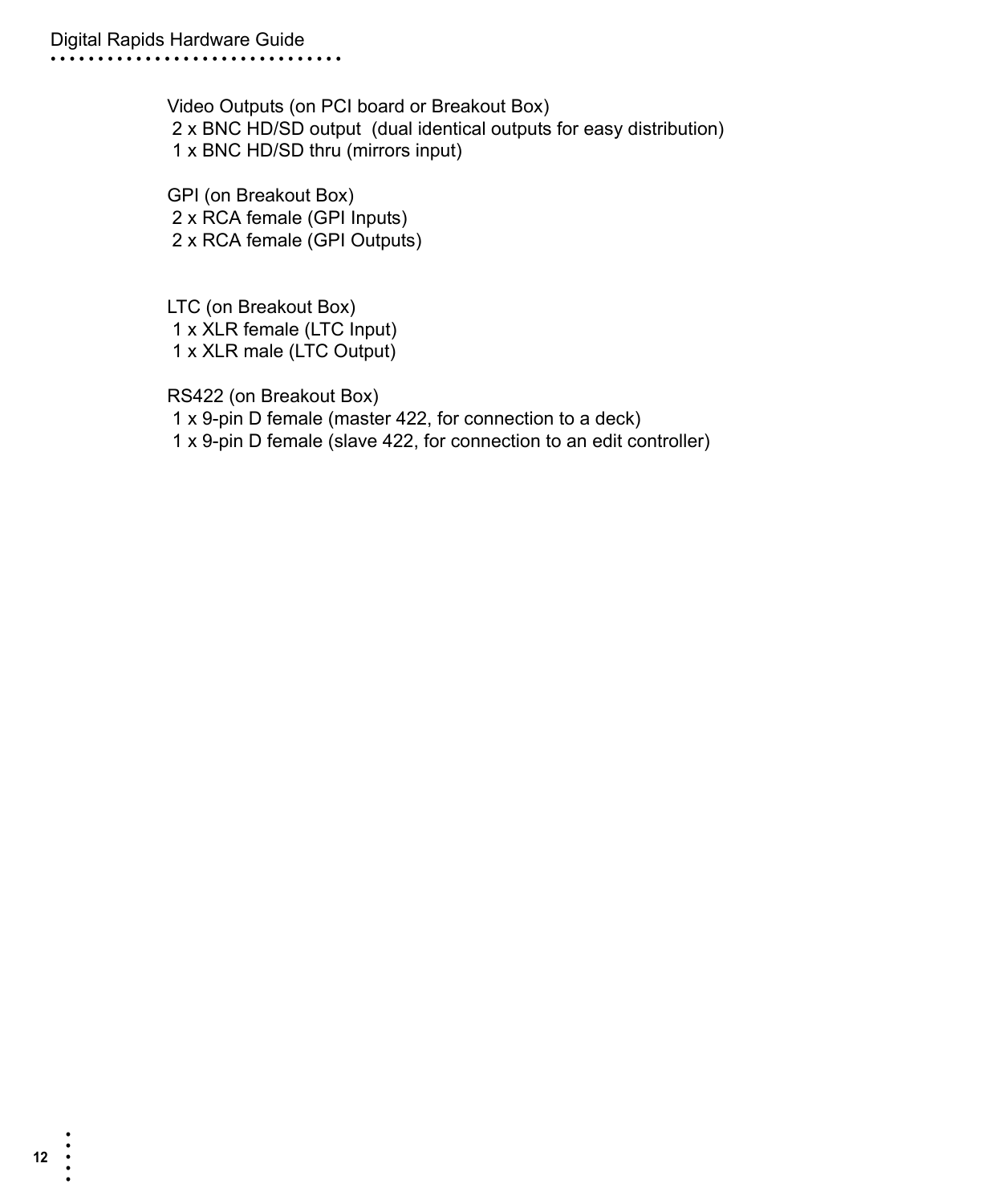Video Outputs (on PCI board or Breakout Box)
2 x BNC HD/SD output  (dual identical outputs for easy distribution)
1 x BNC HD/SD thru (mirrors input)

GPI (on Breakout Box)
2 x RCA female (GPI Inputs)
2 x RCA female (GPI Outputs)

LTC (on Breakout Box)
1 x XLR female (LTC Input)
1 x XLR male (LTC Output)

RS422 (on Breakout Box)
1 x 9-pin D female (master 422, for connection to a deck)
1 x 9-pin D female (slave 422, for connection to an edit controller)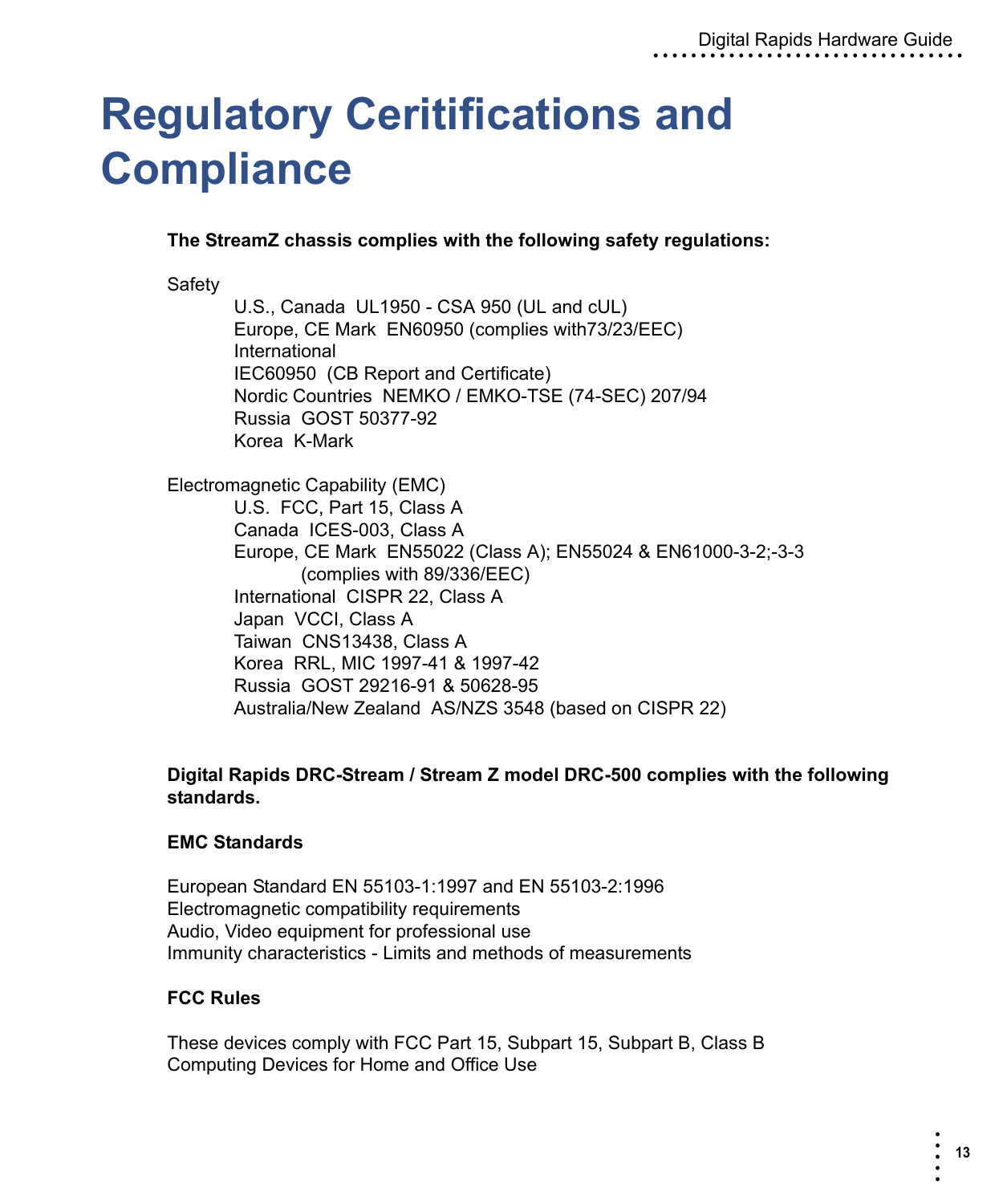# Regulatory Ceritifications and Compliance

**The StreamZ chassis complies with the following safety regulations:**

Safety

U.S., Canada  UL1950 - CSA 950 (UL and cUL)
Europe, CE Mark  EN60950 (complies with73/23/EEC)
International
IEC60950  (CB Report and Certificate)
Nordic Countries  NEMKO / EMKO-TSE (74-SEC) 207/94
Russia  GOST 50377-92
Korea  K-Mark

Electromagnetic Capability (EMC)

U.S.  FCC, Part 15, Class A
Canada  ICES-003, Class A
Europe, CE Mark  EN55022 (Class A); EN55024 & EN61000-3-2;-3-3
(complies with 89/336/EEC)
International  CISPR 22, Class A
Japan  VCCI, Class A
Taiwan  CNS13438, Class A
Korea  RRL, MIC 1997-41 & 1997-42
Russia  GOST 29216-91 & 50628-95
Australia/New Zealand  AS/NZS 3548 (based on CISPR 22)

**Digital Rapids DRC-Stream / Stream Z model DRC-500 complies with the following standards.**

**EMC Standards**

European Standard EN 55103-1:1997 and EN 55103-2:1996
Electromagnetic compatibility requirements
Audio, Video equipment for professional use
Immunity characteristics - Limits and methods of measurements

**FCC Rules**

These devices comply with FCC Part 15, Subpart 15, Subpart B, Class B
Computing Devices for Home and Office Use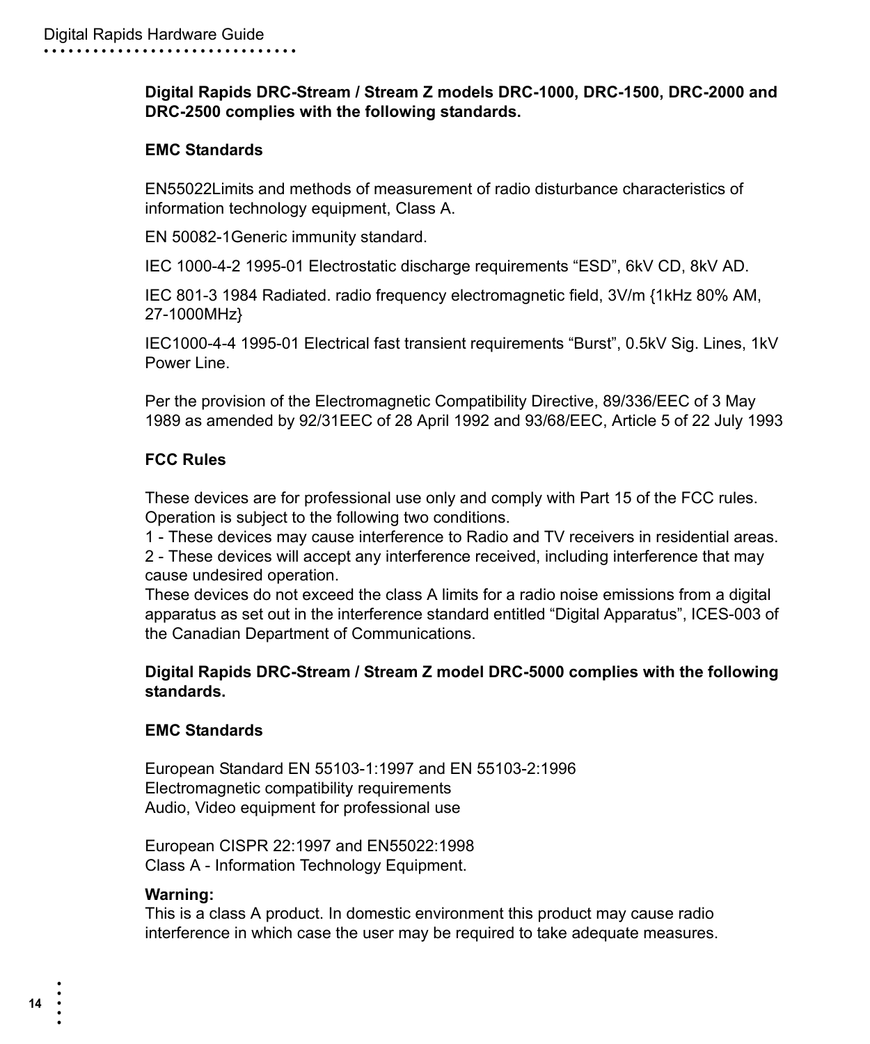**Digital Rapids DRC-Stream / Stream Z models DRC-1000, DRC-1500, DRC-2000 and DRC-2500 complies with the following standards.**

**EMC Standards**

EN55022Limits and methods of measurement of radio disturbance characteristics of information technology equipment, Class A.

EN 50082-1Generic immunity standard.

IEC 1000-4-2 1995-01 Electrostatic discharge requirements “ESD”, 6kV CD, 8kV AD.

IEC 801-3 1984 Radiated. radio frequency electromagnetic field, 3V/m {1kHz 80% AM, 27-1000MHz}

IEC1000-4-4 1995-01 Electrical fast transient requirements “Burst”, 0.5kV Sig. Lines, 1kV Power Line.

Per the provision of the Electromagnetic Compatibility Directive, 89/336/EEC of 3 May 1989 as amended by 92/31EEC of 28 April 1992 and 93/68/EEC, Article 5 of 22 July 1993

**FCC Rules**

These devices are for professional use only and comply with Part 15 of the FCC rules. Operation is subject to the following two conditions.
1 - These devices may cause interference to Radio and TV receivers in residential areas.
2 - These devices will accept any interference received, including interference that may cause undesired operation.
These devices do not exceed the class A limits for a radio noise emissions from a digital apparatus as set out in the interference standard entitled “Digital Apparatus”, ICES-003 of the Canadian Department of Communications.

**Digital Rapids DRC-Stream / Stream Z model DRC-5000 complies with the following standards.**

**EMC Standards**

European Standard EN 55103-1:1997 and EN 55103-2:1996
Electromagnetic compatibility requirements
Audio, Video equipment for professional use

European CISPR 22:1997 and EN55022:1998
Class A - Information Technology Equipment.

**Warning:**
This is a class A product. In domestic environment this product may cause radio interference in which case the user may be required to take adequate measures.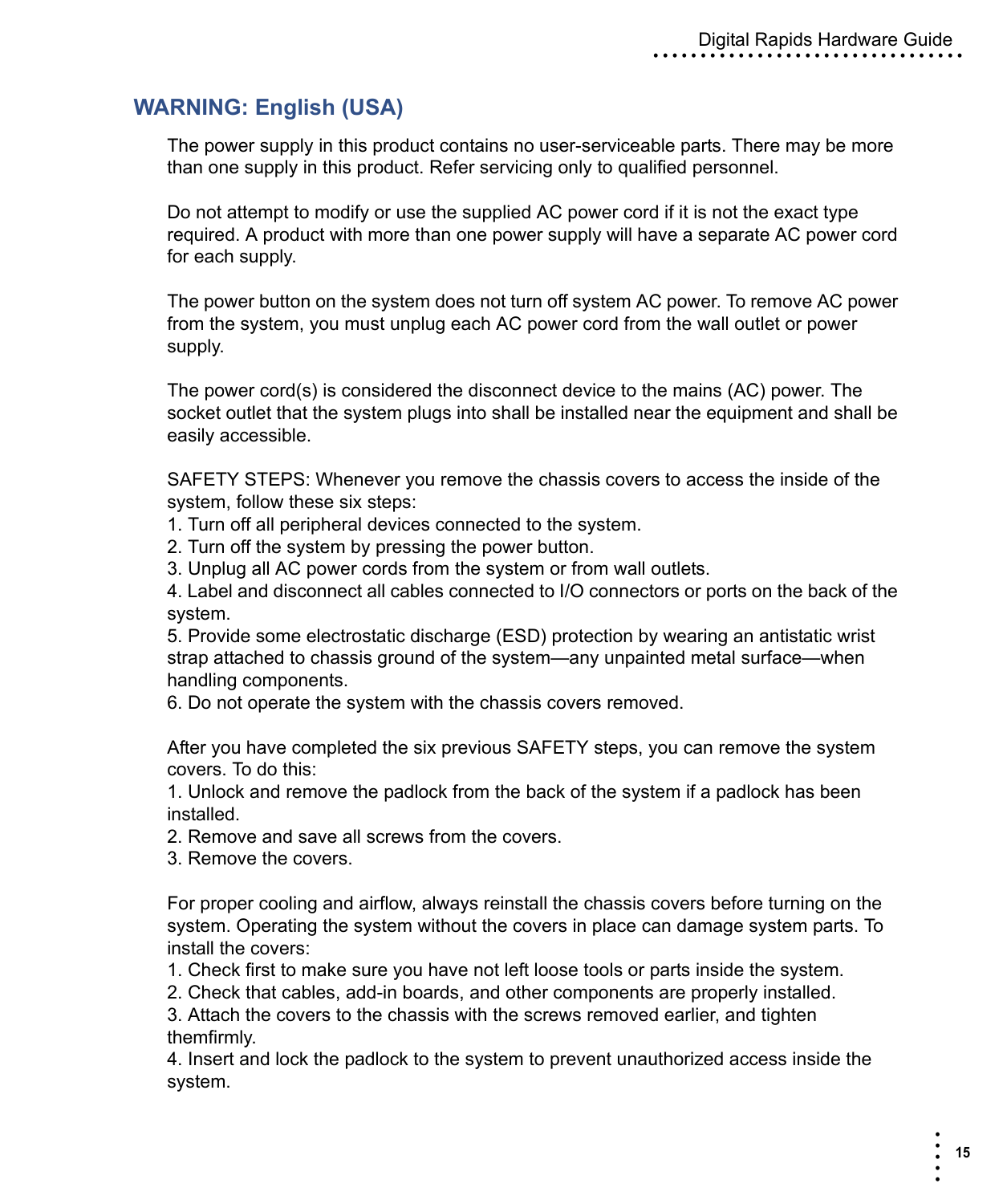## WARNING: English (USA)

The power supply in this product contains no user-serviceable parts. There may be more than one supply in this product. Refer servicing only to qualified personnel.

Do not attempt to modify or use the supplied AC power cord if it is not the exact type required. A product with more than one power supply will have a separate AC power cord for each supply.

The power button on the system does not turn off system AC power. To remove AC power from the system, you must unplug each AC power cord from the wall outlet or power supply.

The power cord(s) is considered the disconnect device to the mains (AC) power. The socket outlet that the system plugs into shall be installed near the equipment and shall be easily accessible.

SAFETY STEPS: Whenever you remove the chassis covers to access the inside of the system, follow these six steps:
1. Turn off all peripheral devices connected to the system.
2. Turn off the system by pressing the power button.
3. Unplug all AC power cords from the system or from wall outlets.
4. Label and disconnect all cables connected to I/O connectors or ports on the back of the system.
5. Provide some electrostatic discharge (ESD) protection by wearing an antistatic wrist strap attached to chassis ground of the system—any unpainted metal surface—when handling components.
6. Do not operate the system with the chassis covers removed.

After you have completed the six previous SAFETY steps, you can remove the system covers. To do this:
1. Unlock and remove the padlock from the back of the system if a padlock has been installed.
2. Remove and save all screws from the covers.
3. Remove the covers.

For proper cooling and airflow, always reinstall the chassis covers before turning on the system. Operating the system without the covers in place can damage system parts. To install the covers:
1. Check first to make sure you have not left loose tools or parts inside the system.
2. Check that cables, add-in boards, and other components are properly installed.
3. Attach the covers to the chassis with the screws removed earlier, and tighten themfirmly.
4. Insert and lock the padlock to the system to prevent unauthorized access inside the system.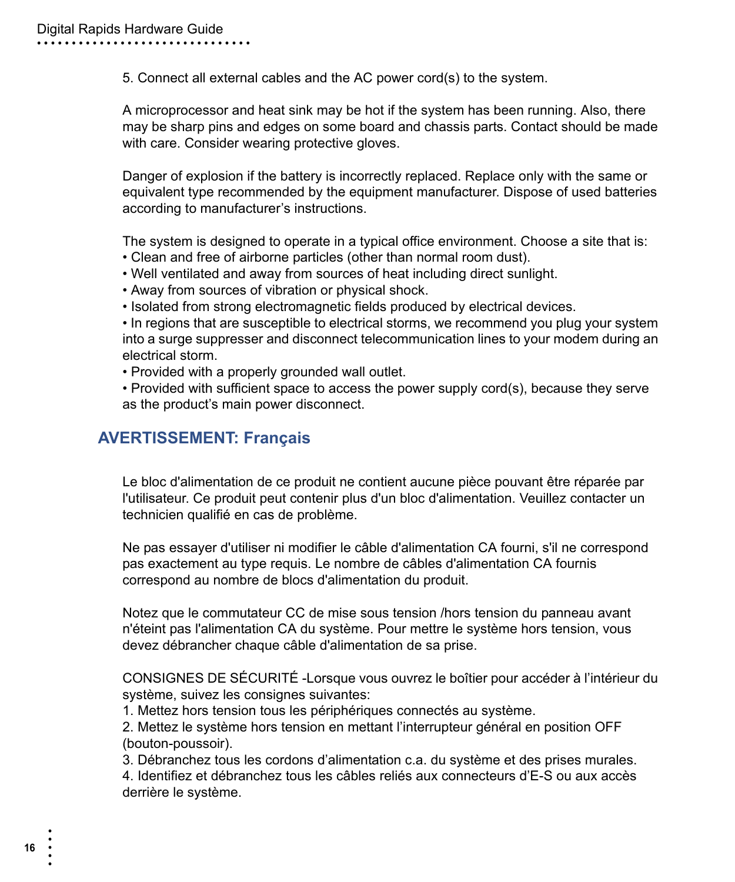5. Connect all external cables and the AC power cord(s) to the system.

A microprocessor and heat sink may be hot if the system has been running. Also, there may be sharp pins and edges on some board and chassis parts. Contact should be made with care. Consider wearing protective gloves.

Danger of explosion if the battery is incorrectly replaced. Replace only with the same or equivalent type recommended by the equipment manufacturer. Dispose of used batteries according to manufacturer's instructions.

The system is designed to operate in a typical office environment. Choose a site that is:
- Clean and free of airborne particles (other than normal room dust).
- Well ventilated and away from sources of heat including direct sunlight.
- Away from sources of vibration or physical shock.
- Isolated from strong electromagnetic fields produced by electrical devices.
- In regions that are susceptible to electrical storms, we recommend you plug your system into a surge suppresser and disconnect telecommunication lines to your modem during an electrical storm.
- Provided with a properly grounded wall outlet.
- Provided with sufficient space to access the power supply cord(s), because they serve as the product's main power disconnect.

## AVERTISSEMENT: Français

Le bloc d'alimentation de ce produit ne contient aucune pièce pouvant être réparée par l'utilisateur. Ce produit peut contenir plus d'un bloc d'alimentation. Veuillez contacter un technicien qualifié en cas de problème.

Ne pas essayer d'utiliser ni modifier le câble d'alimentation CA fourni, s'il ne correspond pas exactement au type requis. Le nombre de câbles d'alimentation CA fournis correspond au nombre de blocs d'alimentation du produit.

Notez que le commutateur CC de mise sous tension /hors tension du panneau avant n'éteint pas l'alimentation CA du système. Pour mettre le système hors tension, vous devez débrancher chaque câble d'alimentation de sa prise.

CONSIGNES DE SÉCURITÉ -Lorsque vous ouvrez le boîtier pour accéder à l'intérieur du système, suivez les consignes suivantes:
1. Mettez hors tension tous les périphériques connectés au système.
2. Mettez le système hors tension en mettant l'interrupteur général en position OFF (bouton-poussoir).
3. Débranchez tous les cordons d'alimentation c.a. du système et des prises murales.
4. Identifiez et débranchez tous les câbles reliés aux connecteurs d'E-S ou aux accès derrière le système.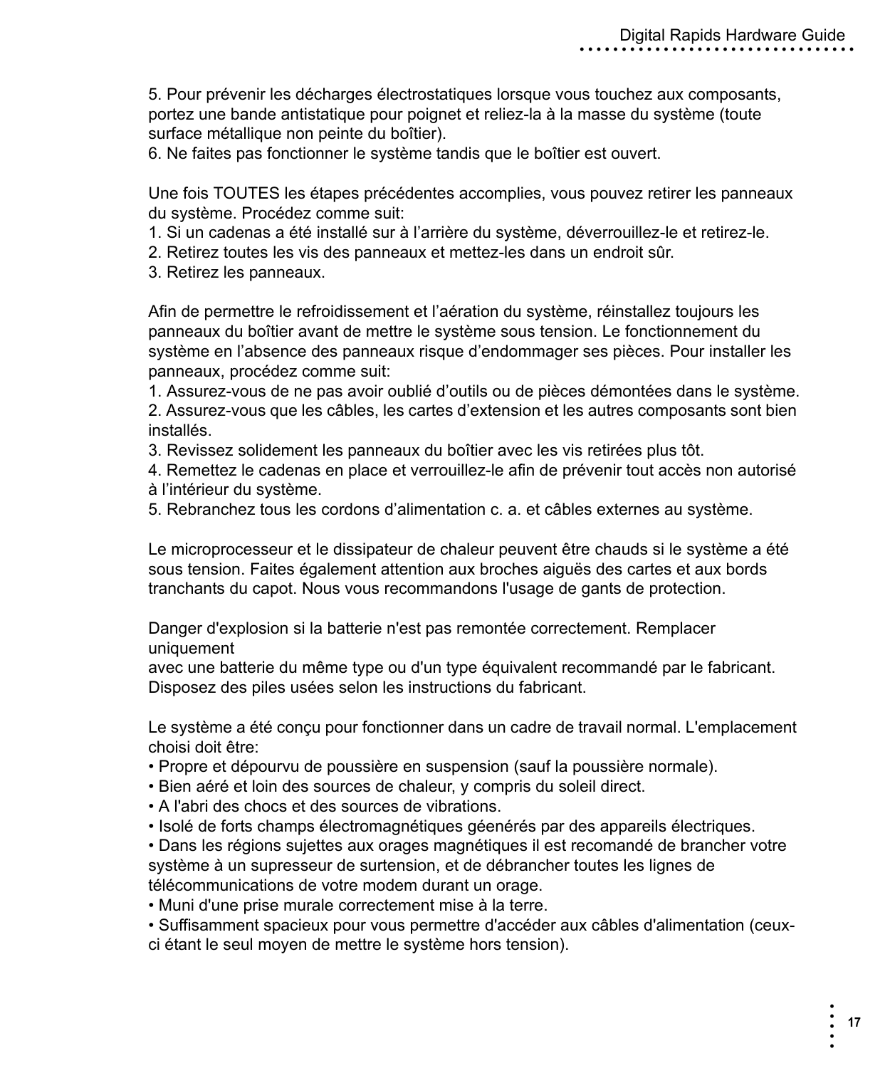5. Pour prévenir les décharges électrostatiques lorsque vous touchez aux composants, portez une bande antistatique pour poignet et reliez-la à la masse du système (toute surface métallique non peinte du boîtier).
6. Ne faites pas fonctionner le système tandis que le boîtier est ouvert.

Une fois TOUTES les étapes précédentes accomplies, vous pouvez retirer les panneaux du système. Procédez comme suit:
1. Si un cadenas a été installé sur à l'arrière du système, déverrouillez-le et retirez-le.
2. Retirez toutes les vis des panneaux et mettez-les dans un endroit sûr.
3. Retirez les panneaux.

Afin de permettre le refroidissement et l'aération du système, réinstallez toujours les panneaux du boîtier avant de mettre le système sous tension. Le fonctionnement du système en l'absence des panneaux risque d'endommager ses pièces. Pour installer les panneaux, procédez comme suit:
1. Assurez-vous de ne pas avoir oublié d'outils ou de pièces démontées dans le système.
2. Assurez-vous que les câbles, les cartes d'extension et les autres composants sont bien installés.
3. Revissez solidement les panneaux du boîtier avec les vis retirées plus tôt.
4. Remettez le cadenas en place et verrouillez-le afin de prévenir tout accès non autorisé à l'intérieur du système.
5. Rebranchez tous les cordons d'alimentation c. a. et câbles externes au système.

Le microprocesseur et le dissipateur de chaleur peuvent être chauds si le système a été sous tension. Faites également attention aux broches aiguës des cartes et aux bords tranchants du capot. Nous vous recommandons l'usage de gants de protection.

Danger d'explosion si la batterie n'est pas remontée correctement. Remplacer uniquement
avec une batterie du même type ou d'un type équivalent recommandé par le fabricant. Disposez des piles usées selon les instructions du fabricant.

Le système a été conçu pour fonctionner dans un cadre de travail normal. L'emplacement choisi doit être:
• Propre et dépourvu de poussière en suspension (sauf la poussière normale).
• Bien aéré et loin des sources de chaleur, y compris du soleil direct.
• A l'abri des chocs et des sources de vibrations.
• Isolé de forts champs électromagnétiques géenérés par des appareils électriques.
• Dans les régions sujettes aux orages magnétiques il est recomandé de brancher votre système à un supresseur de surtension, et de débrancher toutes les lignes de télécommunications de votre modem durant un orage.
• Muni d'une prise murale correctement mise à la terre.
• Suffisamment spacieux pour vous permettre d'accéder aux câbles d'alimentation (ceux-ci étant le seul moyen de mettre le système hors tension).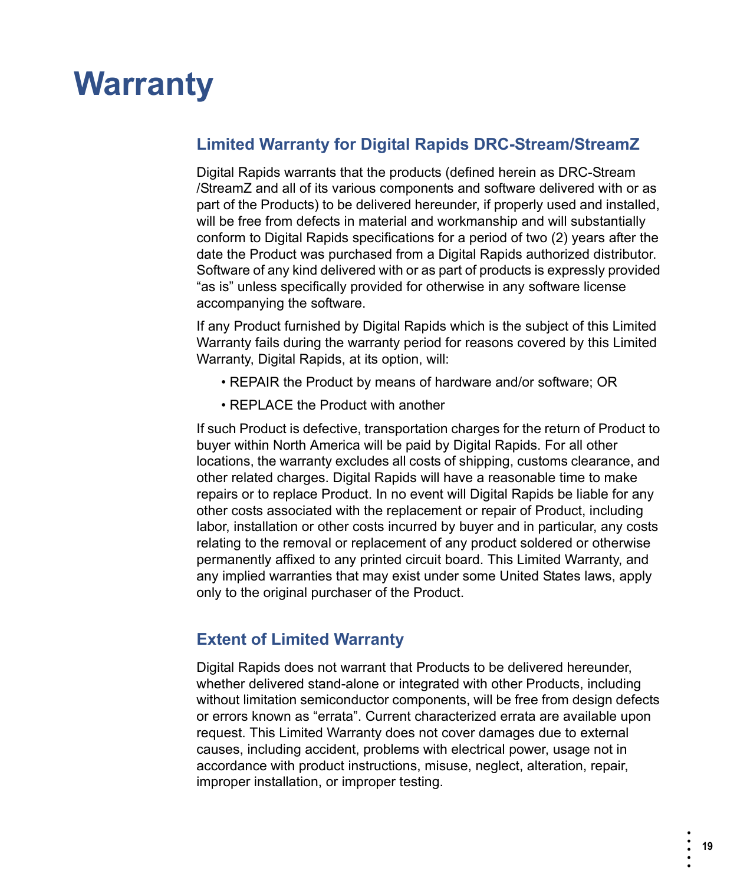# Warranty

## Limited Warranty for Digital Rapids DRC-Stream/StreamZ

Digital Rapids warrants that the products (defined herein as DRC-Stream /StreamZ and all of its various components and software delivered with or as part of the Products) to be delivered hereunder, if properly used and installed, will be free from defects in material and workmanship and will substantially conform to Digital Rapids specifications for a period of two (2) years after the date the Product was purchased from a Digital Rapids authorized distributor. Software of any kind delivered with or as part of products is expressly provided "as is" unless specifically provided for otherwise in any software license accompanying the software.

If any Product furnished by Digital Rapids which is the subject of this Limited Warranty fails during the warranty period for reasons covered by this Limited Warranty, Digital Rapids, at its option, will:

- REPAIR the Product by means of hardware and/or software; OR
- REPLACE the Product with another

If such Product is defective, transportation charges for the return of Product to buyer within North America will be paid by Digital Rapids. For all other locations, the warranty excludes all costs of shipping, customs clearance, and other related charges. Digital Rapids will have a reasonable time to make repairs or to replace Product. In no event will Digital Rapids be liable for any other costs associated with the replacement or repair of Product, including labor, installation or other costs incurred by buyer and in particular, any costs relating to the removal or replacement of any product soldered or otherwise permanently affixed to any printed circuit board. This Limited Warranty, and any implied warranties that may exist under some United States laws, apply only to the original purchaser of the Product.

## Extent of Limited Warranty

Digital Rapids does not warrant that Products to be delivered hereunder, whether delivered stand-alone or integrated with other Products, including without limitation semiconductor components, will be free from design defects or errors known as "errata". Current characterized errata are available upon request. This Limited Warranty does not cover damages due to external causes, including accident, problems with electrical power, usage not in accordance with product instructions, misuse, neglect, alteration, repair, improper installation, or improper testing.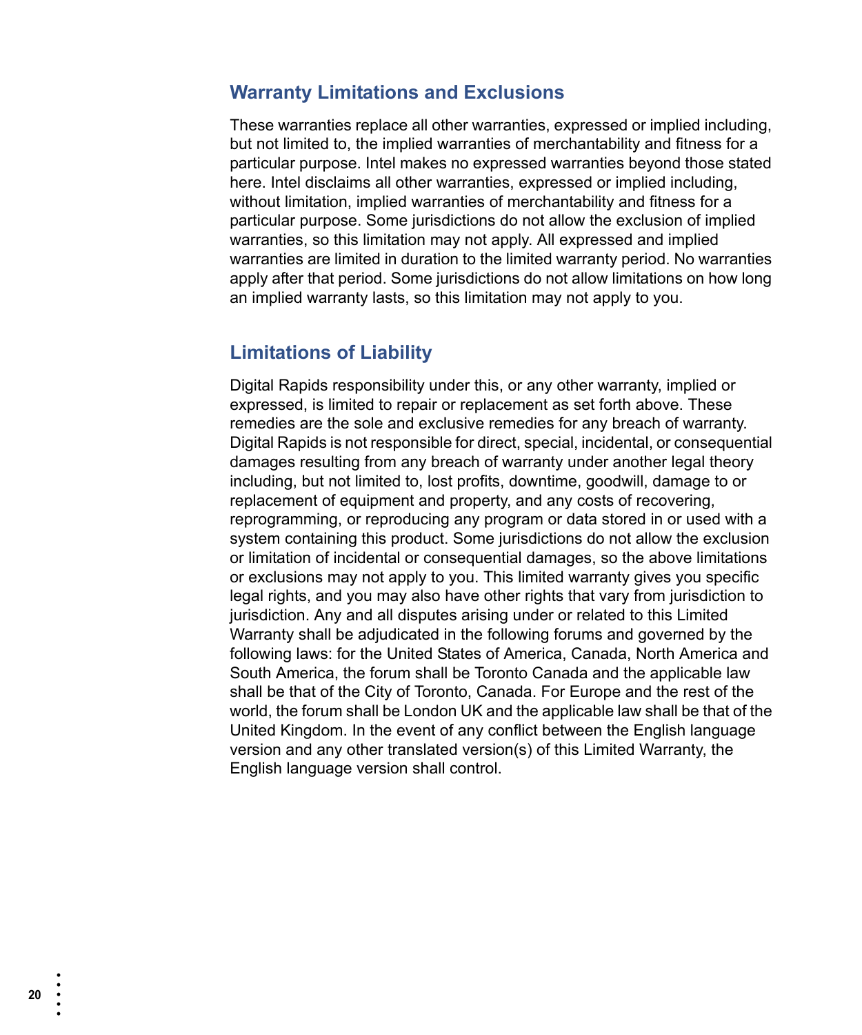## Warranty Limitations and Exclusions

These warranties replace all other warranties, expressed or implied including, but not limited to, the implied warranties of merchantability and fitness for a particular purpose. Intel makes no expressed warranties beyond those stated here. Intel disclaims all other warranties, expressed or implied including, without limitation, implied warranties of merchantability and fitness for a particular purpose. Some jurisdictions do not allow the exclusion of implied warranties, so this limitation may not apply. All expressed and implied warranties are limited in duration to the limited warranty period. No warranties apply after that period. Some jurisdictions do not allow limitations on how long an implied warranty lasts, so this limitation may not apply to you.

## Limitations of Liability

Digital Rapids responsibility under this, or any other warranty, implied or expressed, is limited to repair or replacement as set forth above. These remedies are the sole and exclusive remedies for any breach of warranty. Digital Rapids is not responsible for direct, special, incidental, or consequential damages resulting from any breach of warranty under another legal theory including, but not limited to, lost profits, downtime, goodwill, damage to or replacement of equipment and property, and any costs of recovering, reprogramming, or reproducing any program or data stored in or used with a system containing this product. Some jurisdictions do not allow the exclusion or limitation of incidental or consequential damages, so the above limitations or exclusions may not apply to you. This limited warranty gives you specific legal rights, and you may also have other rights that vary from jurisdiction to jurisdiction. Any and all disputes arising under or related to this Limited Warranty shall be adjudicated in the following forums and governed by the following laws: for the United States of America, Canada, North America and South America, the forum shall be Toronto Canada and the applicable law shall be that of the City of Toronto, Canada. For Europe and the rest of the world, the forum shall be London UK and the applicable law shall be that of the United Kingdom. In the event of any conflict between the English language version and any other translated version(s) of this Limited Warranty, the English language version shall control.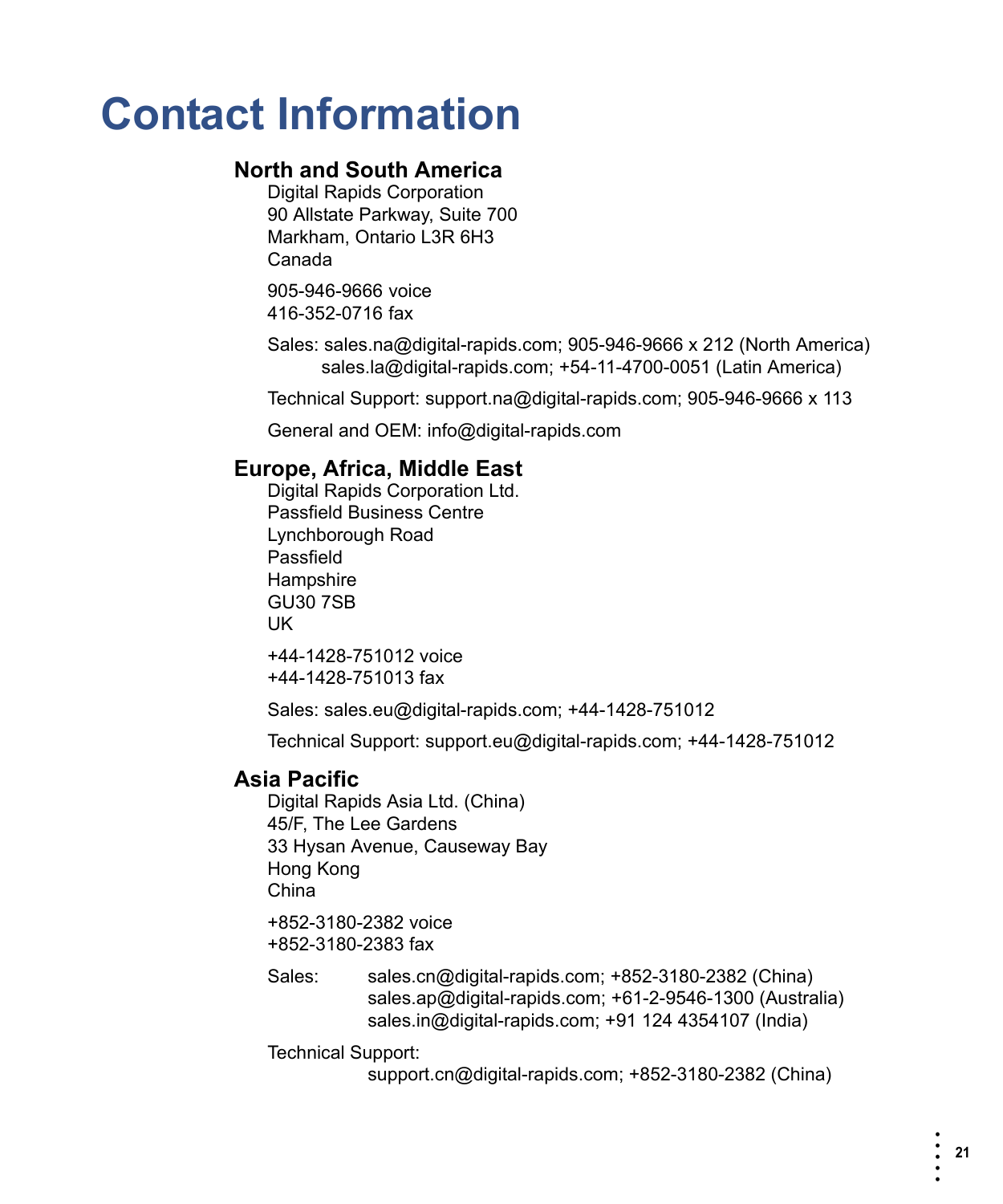# Contact Information

## North and South America

Digital Rapids Corporation
90 Allstate Parkway, Suite 700
Markham, Ontario L3R 6H3
Canada

905-946-9666 voice
416-352-0716 fax

Sales: sales.na@digital-rapids.com; 905-946-9666 x 212 (North America)
sales.la@digital-rapids.com; +54-11-4700-0051 (Latin America)

Technical Support: support.na@digital-rapids.com; 905-946-9666 x 113

General and OEM: info@digital-rapids.com

## Europe, Africa, Middle East

Digital Rapids Corporation Ltd.
Passfield Business Centre
Lynchborough Road
Passfield
Hampshire
GU30 7SB
UK

+44-1428-751012 voice
+44-1428-751013 fax

Sales: sales.eu@digital-rapids.com; +44-1428-751012

Technical Support: support.eu@digital-rapids.com; +44-1428-751012

## Asia Pacific

Digital Rapids Asia Ltd. (China)
45/F, The Lee Gardens
33 Hysan Avenue, Causeway Bay
Hong Kong
China

+852-3180-2382 voice
+852-3180-2383 fax

Sales: sales.cn@digital-rapids.com; +852-3180-2382 (China)
sales.ap@digital-rapids.com; +61-2-9546-1300 (Australia)
sales.in@digital-rapids.com; +91 124 4354107 (India)

Technical Support:
support.cn@digital-rapids.com; +852-3180-2382 (China)